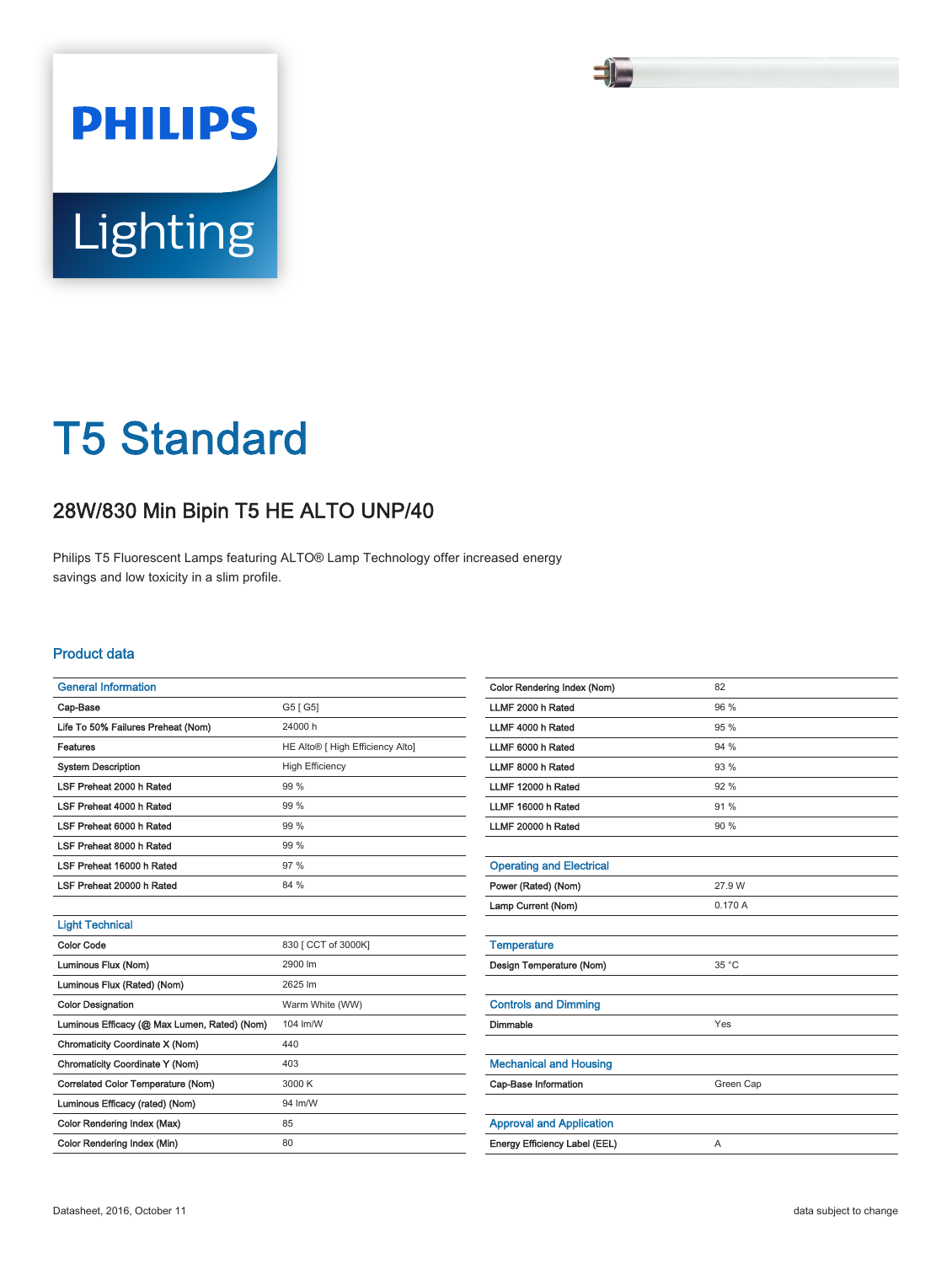# T5 Standard

## 28W/830 Min Bipin T5 HE ALTO UNP/40

Philips T5 Fluorescent Lamps featuring ALTO® Lamp Technology offer increased energy savings and low toxicity in a slim profile.

### Product data

| General Information | |
|---|---|
| Cap-Base | G5 [ G5] |
| Life To 50% Failures Preheat (Nom) | 24000 h |
| Features | HE Alto® [ High Efficiency Alto] |
| System Description | High Efficiency |
| LSF Preheat 2000 h Rated | 99 % |
| LSF Preheat 4000 h Rated | 99 % |
| LSF Preheat 6000 h Rated | 99 % |
| LSF Preheat 8000 h Rated | 99 % |
| LSF Preheat 16000 h Rated | 97 % |
| LSF Preheat 20000 h Rated | 84 % |

| Light Technical | |
|---|---|
| Color Code | 830 [ CCT of 3000K] |
| Luminous Flux (Nom) | 2900 lm |
| Luminous Flux (Rated) (Nom) | 2625 lm |
| Color Designation | Warm White (WW) |
| Luminous Efficacy (@ Max Lumen, Rated) (Nom) | 104 lm/W |
| Chromaticity Coordinate X (Nom) | 440 |
| Chromaticity Coordinate Y (Nom) | 403 |
| Correlated Color Temperature (Nom) | 3000 K |
| Luminous Efficacy (rated) (Nom) | 94 lm/W |
| Color Rendering Index (Max) | 85 |
| Color Rendering Index (Min) | 80 |
| Color Rendering Index (Nom) | 82 |
| LLMF 2000 h Rated | 96 % |
| LLMF 4000 h Rated | 95 % |
| LLMF 6000 h Rated | 94 % |
| LLMF 8000 h Rated | 93 % |
| LLMF 12000 h Rated | 92 % |
| LLMF 16000 h Rated | 91 % |
| LLMF 20000 h Rated | 90 % |

| Operating and Electrical | |
|---|---|
| Power (Rated) (Nom) | 27.9 W |
| Lamp Current (Nom) | 0.170 A |

| Temperature | |
|---|---|
| Design Temperature (Nom) | 35 °C |

| Controls and Dimming | |
|---|---|
| Dimmable | Yes |

| Mechanical and Housing | |
|---|---|
| Cap-Base Information | Green Cap |

| Approval and Application | |
|---|---|
| Energy Efficiency Label (EEL) | A |

Datasheet, 2016, October 11

data subject to change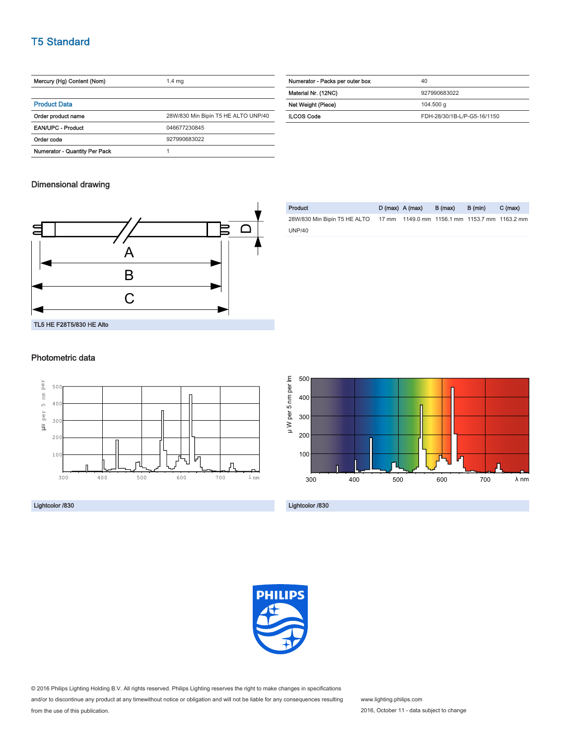## T5 Standard

| | |
|---|---|
| Mercury (Hg) Content (Nom) | 1.4 mg |

### Product Data

| | |
|---|---|
| Order product name | 28W/830 Min Bipin T5 HE ALTO UNP/40 |
| EAN/UPC - Product | 046677230845 |
| Order code | 927990683022 |
| Numerator - Quantity Per Pack | 1 |
| Numerator - Packs per outer box | 40 |
| Material Nr. (12NC) | 927990683022 |
| Net Weight (Piece) | 104.500 g |
| ILCOS Code | FDH-28/30/1B-L/P-G5-16/1150 |

### Dimensional drawing

D
A
B
C

TL5 HE F28T5/830 HE Alto

| Product | D (max) | A (max) | B (max) | B (min) | C (max) |
|---|---|---|---|---|---|
| 28W/830 Min Bipin T5 HE ALTO UNP/40 | 17 mm | 1149.0 mm | 1156.1 mm | 1153.7 mm | 1163.2 mm |

### Photometric data

µW per 5 nm per
500
400
300
200
100
300 400 500 600 700 l nm

Lightcolor /830

µ W per 5 nm per lm
500
400
300
200
100
300 400 500 600 700 λ nm

Lightcolor /830

© 2016 Philips Lighting Holding B.V. All rights reserved. Philips Lighting reserves the right to make changes in specifications and/or to discontinue any product at any timewithout notice or obligation and will not be liable for any consequences resulting from the use of this publication.

www.lighting.philips.com
2016, October 11 - data subject to change